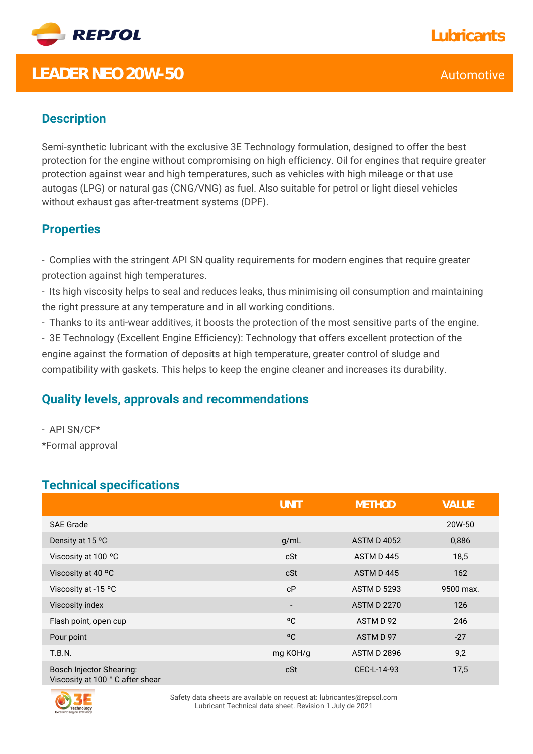REPSOL

Lubricants

# LEADER NEO 20W-50

Automotive

## Description

Semi-synthetic lubricant with the exclusive 3E Technology formulation, designed to offer the best protection for the engine without compromising on high efficiency. Oil for engines that require greater protection against wear and high temperatures, such as vehicles with high mileage or that use autogas (LPG) or natural gas (CNG/VNG) as fuel. Also suitable for petrol or light diesel vehicles without exhaust gas after-treatment systems (DPF).

## Properties

- Complies with the stringent API SN quality requirements for modern engines that require greater protection against high temperatures.
- Its high viscosity helps to seal and reduces leaks, thus minimising oil consumption and maintaining the right pressure at any temperature and in all working conditions.
- Thanks to its anti-wear additives, it boosts the protection of the most sensitive parts of the engine.
- 3E Technology (Excellent Engine Efficiency): Technology that offers excellent protection of the engine against the formation of deposits at high temperature, greater control of sludge and compatibility with gaskets. This helps to keep the engine cleaner and increases its durability.

## Quality levels, approvals and recommendations

- API SN/CF*

*Formal approval

## Technical specifications

| | UNIT | METHOD | VALUE |
|---|---|---|---|
| SAE Grade | | | 20W-50 |
| Density at 15 ºC | g/mL | ASTM D 4052 | 0,886 |
| Viscosity at 100 ºC | cSt | ASTM D 445 | 18,5 |
| Viscosity at 40 ºC | cSt | ASTM D 445 | 162 |
| Viscosity at -15 ºC | cP | ASTM D 5293 | 9500 max. |
| Viscosity index | - | ASTM D 2270 | 126 |
| Flash point, open cup | ºC | ASTM D 92 | 246 |
| Pour point | ºC | ASTM D 97 | -27 |
| T.B.N. | mg KOH/g | ASTM D 2896 | 9,2 |
| Bosch Injector Shearing: Viscosity at 100 ° C after shear | cSt | CEC-L-14-93 | 17,5 |

Safety data sheets are available on request at: lubricantes@repsol.com
Lubricant Technical data sheet. Revision 1 July de 2021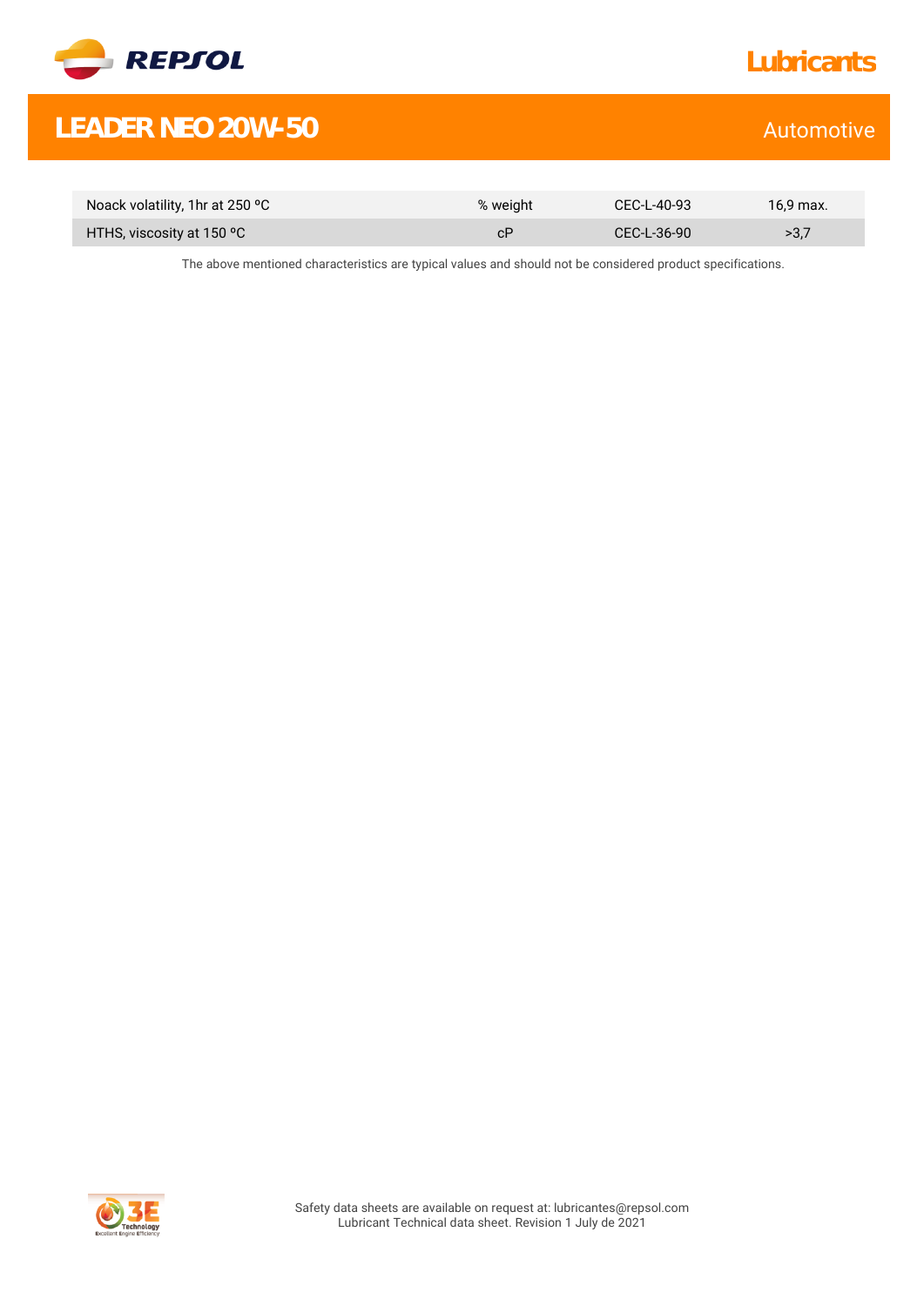| | | | |
|---|---|---|---|
| Noack volatility, 1hr at 250 ºC | % weight | CEC-L-40-93 | 16,9 max. |
| HTHS, viscosity at 150 ºC | cP | CEC-L-36-90 | >3,7 |

The above mentioned characteristics are typical values and should not be considered product specifications.

Safety data sheets are available on request at: lubricantes@repsol.com
Lubricant Technical data sheet. Revision 1 July de 2021